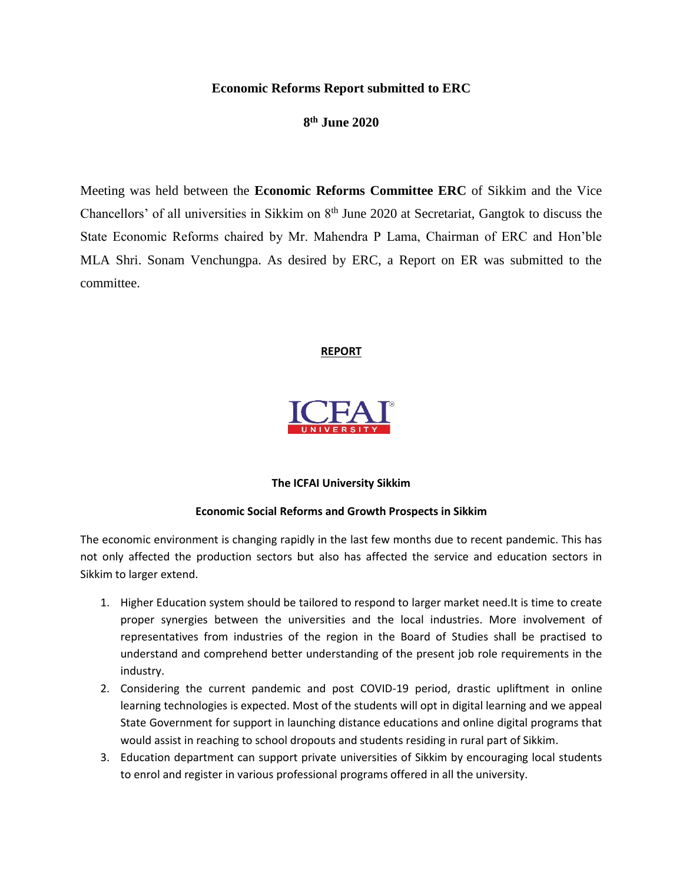# Economic Reforms Report submitted to ERC

## 8th June 2020

Meeting was held between the **Economic Reforms Committee ERC** of Sikkim and the Vice Chancellors' of all universities in Sikkim on 8th June 2020 at Secretariat, Gangtok to discuss the State Economic Reforms chaired by Mr. Mahendra P Lama, Chairman of ERC and Hon'ble MLA Shri. Sonam Venchungpa. As desired by ERC, a Report on ER was submitted to the committee.

**REPORT**

ICFAI UNIVERSITY

**The ICFAI University Sikkim**

**Economic Social Reforms and Growth Prospects in Sikkim**

The economic environment is changing rapidly in the last few months due to recent pandemic. This has not only affected the production sectors but also has affected the service and education sectors in Sikkim to larger extend.

1. Higher Education system should be tailored to respond to larger market need.It is time to create proper synergies between the universities and the local industries. More involvement of representatives from industries of the region in the Board of Studies shall be practised to understand and comprehend better understanding of the present job role requirements in the industry.
2. Considering the current pandemic and post COVID-19 period, drastic upliftment in online learning technologies is expected. Most of the students will opt in digital learning and we appeal State Government for support in launching distance educations and online digital programs that would assist in reaching to school dropouts and students residing in rural part of Sikkim.
3. Education department can support private universities of Sikkim by encouraging local students to enrol and register in various professional programs offered in all the university.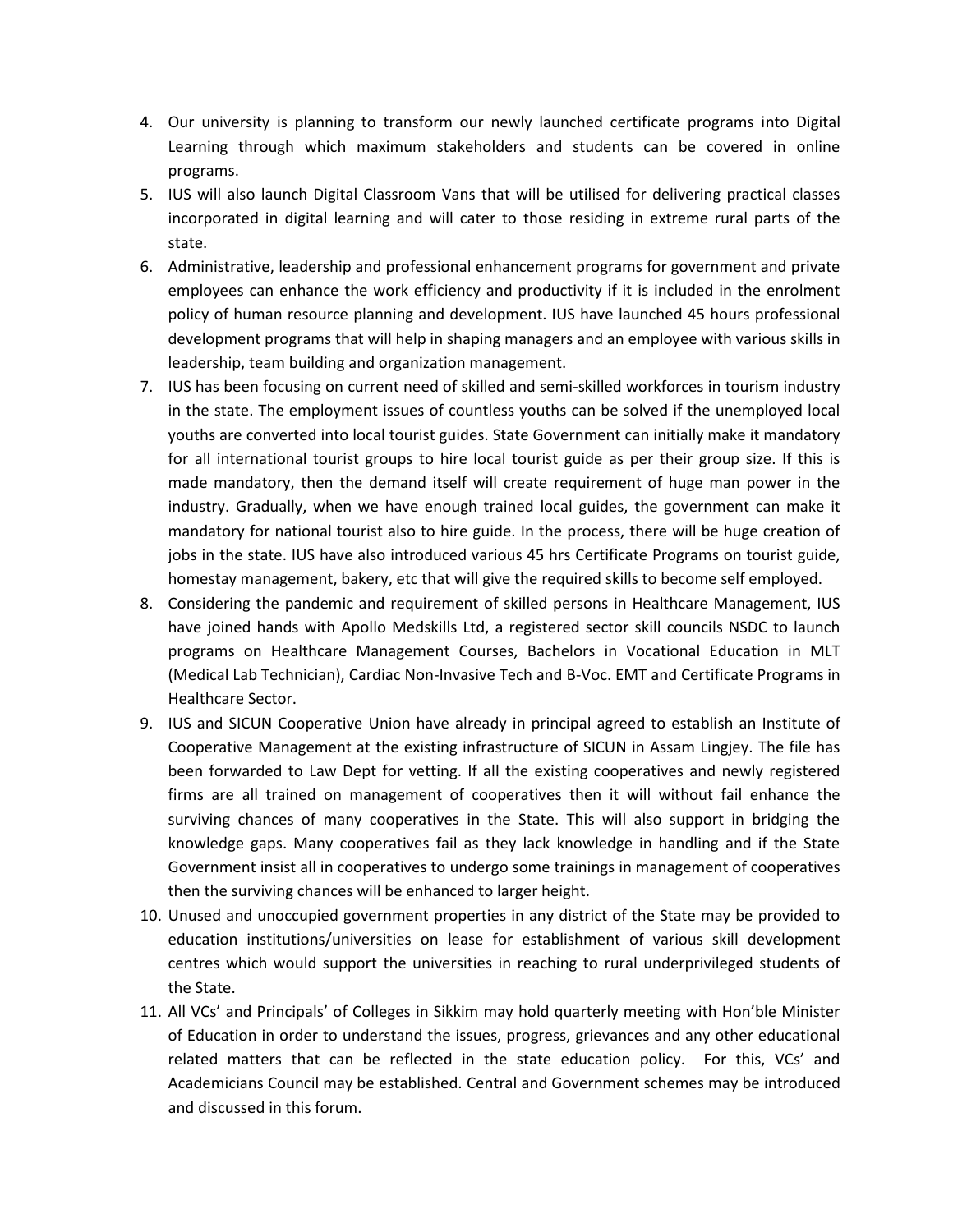4. Our university is planning to transform our newly launched certificate programs into Digital Learning through which maximum stakeholders and students can be covered in online programs.
5. IUS will also launch Digital Classroom Vans that will be utilised for delivering practical classes incorporated in digital learning and will cater to those residing in extreme rural parts of the state.
6. Administrative, leadership and professional enhancement programs for government and private employees can enhance the work efficiency and productivity if it is included in the enrolment policy of human resource planning and development. IUS have launched 45 hours professional development programs that will help in shaping managers and an employee with various skills in leadership, team building and organization management.
7. IUS has been focusing on current need of skilled and semi-skilled workforces in tourism industry in the state. The employment issues of countless youths can be solved if the unemployed local youths are converted into local tourist guides. State Government can initially make it mandatory for all international tourist groups to hire local tourist guide as per their group size. If this is made mandatory, then the demand itself will create requirement of huge man power in the industry. Gradually, when we have enough trained local guides, the government can make it mandatory for national tourist also to hire guide. In the process, there will be huge creation of jobs in the state. IUS have also introduced various 45 hrs Certificate Programs on tourist guide, homestay management, bakery, etc that will give the required skills to become self employed.
8. Considering the pandemic and requirement of skilled persons in Healthcare Management, IUS have joined hands with Apollo Medskills Ltd, a registered sector skill councils NSDC to launch programs on Healthcare Management Courses, Bachelors in Vocational Education in MLT (Medical Lab Technician), Cardiac Non-Invasive Tech and B-Voc. EMT and Certificate Programs in Healthcare Sector.
9. IUS and SICUN Cooperative Union have already in principal agreed to establish an Institute of Cooperative Management at the existing infrastructure of SICUN in Assam Lingjey. The file has been forwarded to Law Dept for vetting. If all the existing cooperatives and newly registered firms are all trained on management of cooperatives then it will without fail enhance the surviving chances of many cooperatives in the State. This will also support in bridging the knowledge gaps. Many cooperatives fail as they lack knowledge in handling and if the State Government insist all in cooperatives to undergo some trainings in management of cooperatives then the surviving chances will be enhanced to larger height.
10. Unused and unoccupied government properties in any district of the State may be provided to education institutions/universities on lease for establishment of various skill development centres which would support the universities in reaching to rural underprivileged students of the State.
11. All VCs' and Principals' of Colleges in Sikkim may hold quarterly meeting with Hon'ble Minister of Education in order to understand the issues, progress, grievances and any other educational related matters that can be reflected in the state education policy. For this, VCs' and Academicians Council may be established. Central and Government schemes may be introduced and discussed in this forum.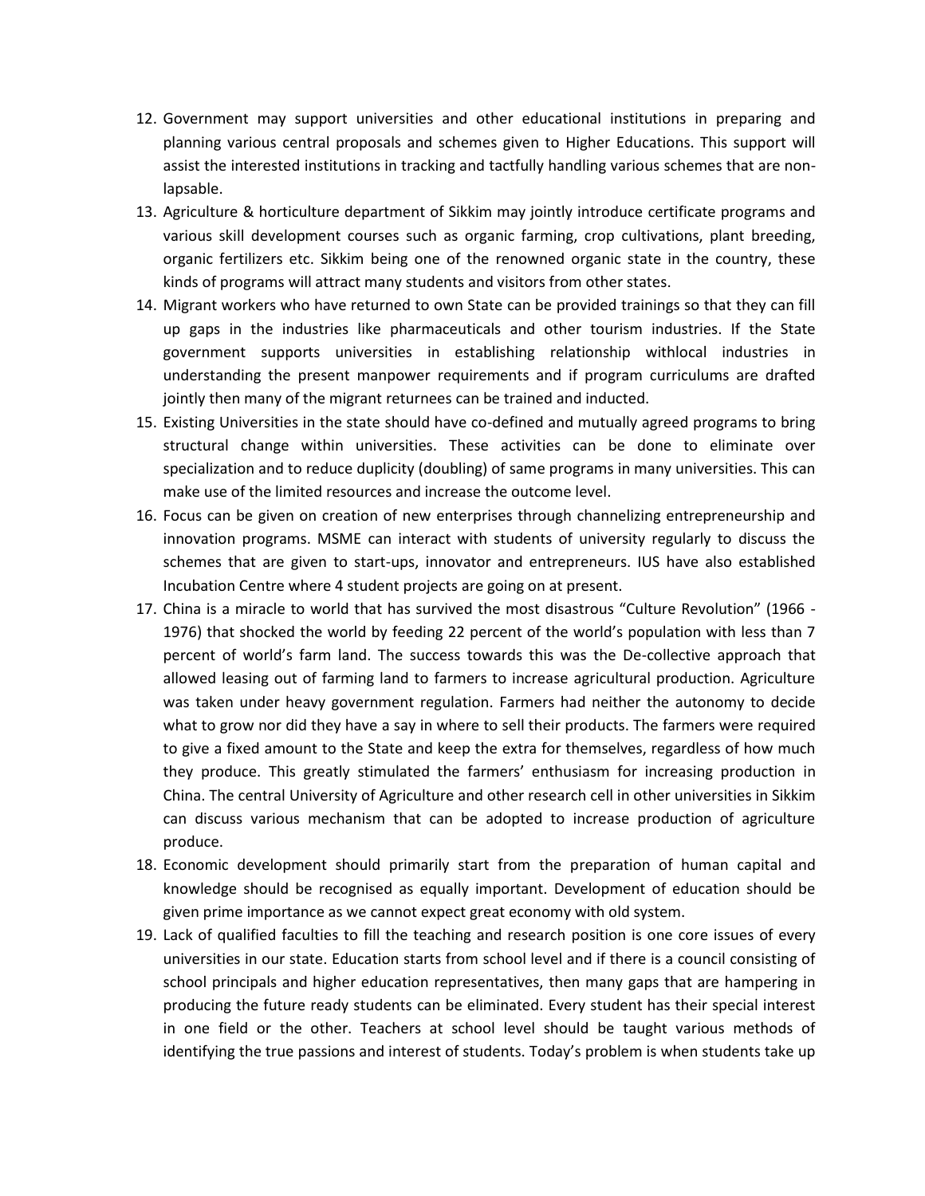12. Government may support universities and other educational institutions in preparing and planning various central proposals and schemes given to Higher Educations. This support will assist the interested institutions in tracking and tactfully handling various schemes that are non-lapsable.
13. Agriculture & horticulture department of Sikkim may jointly introduce certificate programs and various skill development courses such as organic farming, crop cultivations, plant breeding, organic fertilizers etc. Sikkim being one of the renowned organic state in the country, these kinds of programs will attract many students and visitors from other states.
14. Migrant workers who have returned to own State can be provided trainings so that they can fill up gaps in the industries like pharmaceuticals and other tourism industries. If the State government supports universities in establishing relationship withlocal industries in understanding the present manpower requirements and if program curriculums are drafted jointly then many of the migrant returnees can be trained and inducted.
15. Existing Universities in the state should have co-defined and mutually agreed programs to bring structural change within universities. These activities can be done to eliminate over specialization and to reduce duplicity (doubling) of same programs in many universities. This can make use of the limited resources and increase the outcome level.
16. Focus can be given on creation of new enterprises through channelizing entrepreneurship and innovation programs. MSME can interact with students of university regularly to discuss the schemes that are given to start-ups, innovator and entrepreneurs. IUS have also established Incubation Centre where 4 student projects are going on at present.
17. China is a miracle to world that has survived the most disastrous "Culture Revolution" (1966 - 1976) that shocked the world by feeding 22 percent of the world's population with less than 7 percent of world's farm land. The success towards this was the De-collective approach that allowed leasing out of farming land to farmers to increase agricultural production. Agriculture was taken under heavy government regulation. Farmers had neither the autonomy to decide what to grow nor did they have a say in where to sell their products. The farmers were required to give a fixed amount to the State and keep the extra for themselves, regardless of how much they produce. This greatly stimulated the farmers' enthusiasm for increasing production in China. The central University of Agriculture and other research cell in other universities in Sikkim can discuss various mechanism that can be adopted to increase production of agriculture produce.
18. Economic development should primarily start from the preparation of human capital and knowledge should be recognised as equally important. Development of education should be given prime importance as we cannot expect great economy with old system.
19. Lack of qualified faculties to fill the teaching and research position is one core issues of every universities in our state. Education starts from school level and if there is a council consisting of school principals and higher education representatives, then many gaps that are hampering in producing the future ready students can be eliminated. Every student has their special interest in one field or the other. Teachers at school level should be taught various methods of identifying the true passions and interest of students. Today's problem is when students take up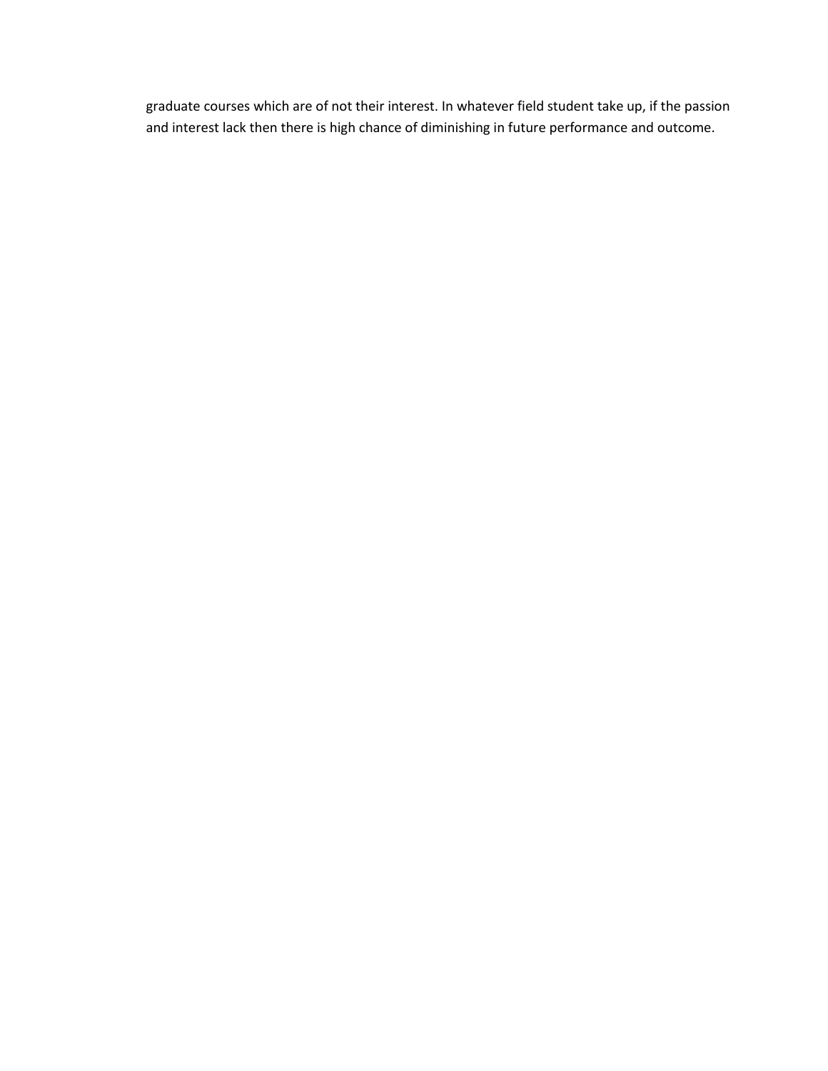graduate courses which are of not their interest. In whatever field student take up, if the passion and interest lack then there is high chance of diminishing in future performance and outcome.